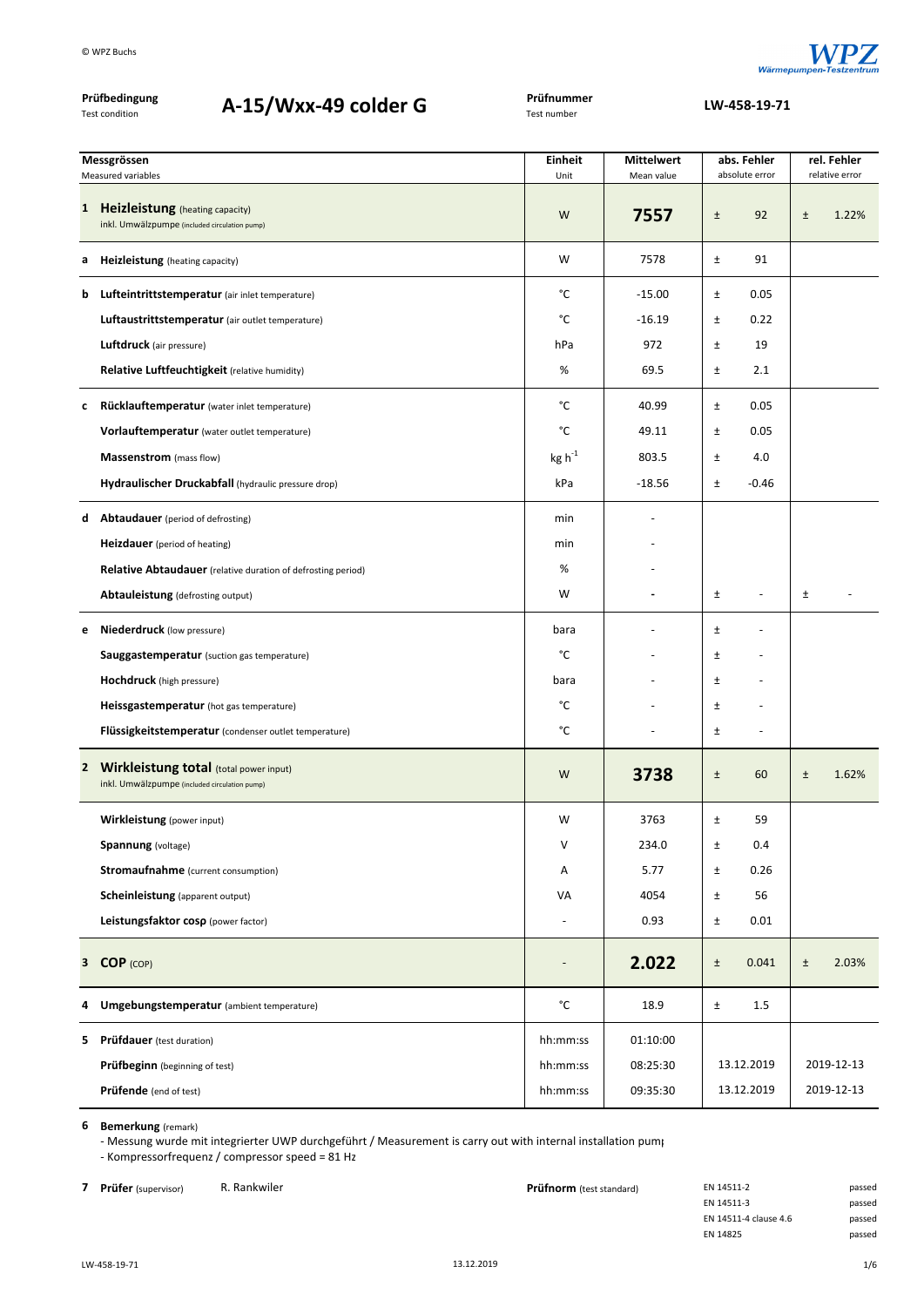© WPZ Buchs

**Prüfbedingung** Test condition — **A-15/Wxx-49 colder G**

**Prüfnummer** Test number — **LW-458-19-71**

| | Messgrössen<br>Measured variables | Einheit<br>Unit | Mittelwert<br>Mean value | abs. Fehler<br>absolute error | | rel. Fehler<br>relative error | |
|---|---|---|---|---|---|---|---|
| **1** | **Heizleistung** (heating capacity)<br>inkl. Umwälzpumpe (included circulation pump) | W | **7557** | ± | 92 | ± | 1.22% |
| **a** | **Heizleistung** (heating capacity) | W | 7578 | ± | 91 | | |
| **b** | **Lufteintrittstemperatur** (air inlet temperature) | °C | -15.00 | ± | 0.05 | | |
| | **Luftaustrittstemperatur** (air outlet temperature) | °C | -16.19 | ± | 0.22 | | |
| | **Luftdruck** (air pressure) | hPa | 972 | ± | 19 | | |
| | **Relative Luftfeuchtigkeit** (relative humidity) | % | 69.5 | ± | 2.1 | | |
| **c** | **Rücklauftemperatur** (water inlet temperature) | °C | 40.99 | ± | 0.05 | | |
| | **Vorlauftemperatur** (water outlet temperature) | °C | 49.11 | ± | 0.05 | | |
| | **Massenstrom** (mass flow) | $kg\ h^{-1}$ | 803.5 | ± | 4.0 | | |
| | **Hydraulischer Druckabfall** (hydraulic pressure drop) | kPa | -18.56 | ± | -0.46 | | |
| **d** | **Abtaudauer** (period of defrosting) | min | - | | | | |
| | **Heizdauer** (period of heating) | min | - | | | | |
| | **Relative Abtaudauer** (relative duration of defrosting period) | % | - | | | | |
| | **Abtauleistung** (defrosting output) | W | - | ± | - | ± | - |
| **e** | **Niederdruck** (low pressure) | bara | - | ± | - | | |
| | **Sauggastemperatur** (suction gas temperature) | °C | - | ± | - | | |
| | **Hochdruck** (high pressure) | bara | - | ± | - | | |
| | **Heissgastemperatur** (hot gas temperature) | °C | - | ± | - | | |
| | **Flüssigkeitstemperatur** (condenser outlet temperature) | °C | - | ± | - | | |
| **2** | **Wirkleistung total** (total power input)<br>inkl. Umwälzpumpe (included circulation pump) | W | **3738** | ± | 60 | ± | 1.62% |
| | **Wirkleistung** (power input) | W | 3763 | ± | 59 | | |
| | **Spannung** (voltage) | V | 234.0 | ± | 0.4 | | |
| | **Stromaufnahme** (current consumption) | A | 5.77 | ± | 0.26 | | |
| | **Scheinleistung** (apparent output) | VA | 4054 | ± | 56 | | |
| | **Leistungsfaktor cosp** (power factor) | - | 0.93 | ± | 0.01 | | |
| **3** | **COP** (COP) | - | **2.022** | ± | 0.041 | ± | 2.03% |
| **4** | **Umgebungstemperatur** (ambient temperature) | °C | 18.9 | ± | 1.5 | | |
| **5** | **Prüfdauer** (test duration) | hh:mm:ss | 01:10:00 | | | | |
| | **Prüfbeginn** (beginning of test) | hh:mm:ss | 08:25:30 | 13.12.2019 | | 2019-12-13 | |
| | **Prüfende** (end of test) | hh:mm:ss | 09:35:30 | 13.12.2019 | | 2019-12-13 | |

**6 Bemerkung** (remark)

- Messung wurde mit integrierter UWP durchgeführt / Measurement is carry out with internal installation pump
- Kompressorfrequenz / compressor speed = 81 Hz

**7 Prüfer** (supervisor) R. Rankwiler

**Prüfnorm** (test standard)

| | |
|---|---|
| EN 14511-2 | passed |
| EN 14511-3 | passed |
| EN 14511-4 clause 4.6 | passed |
| EN 14825 | passed |

LW-458-19-71 13.12.2019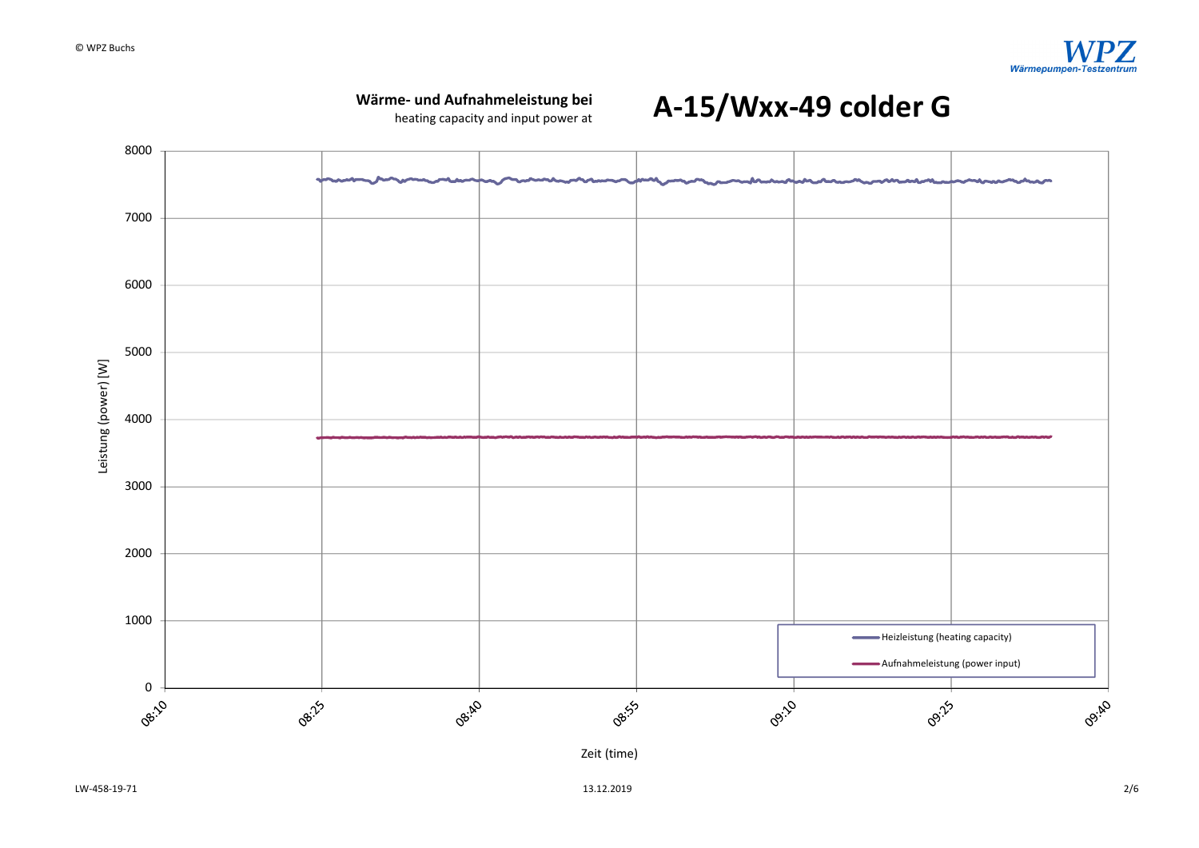**Wärme- und Aufnahmeleistung bei**
heating capacity and input power at

# A-15/Wxx-49 colder G

Leistung (power) [W]

8000
7000
6000
5000
4000
3000
2000
1000
0

08:10 08:25 08:40 08:55 09:10 09:25 09:40

Zeit (time)

Heizleistung (heating capacity)

Aufnahmeleistung (power input)

LW-458-19-71

13.12.2019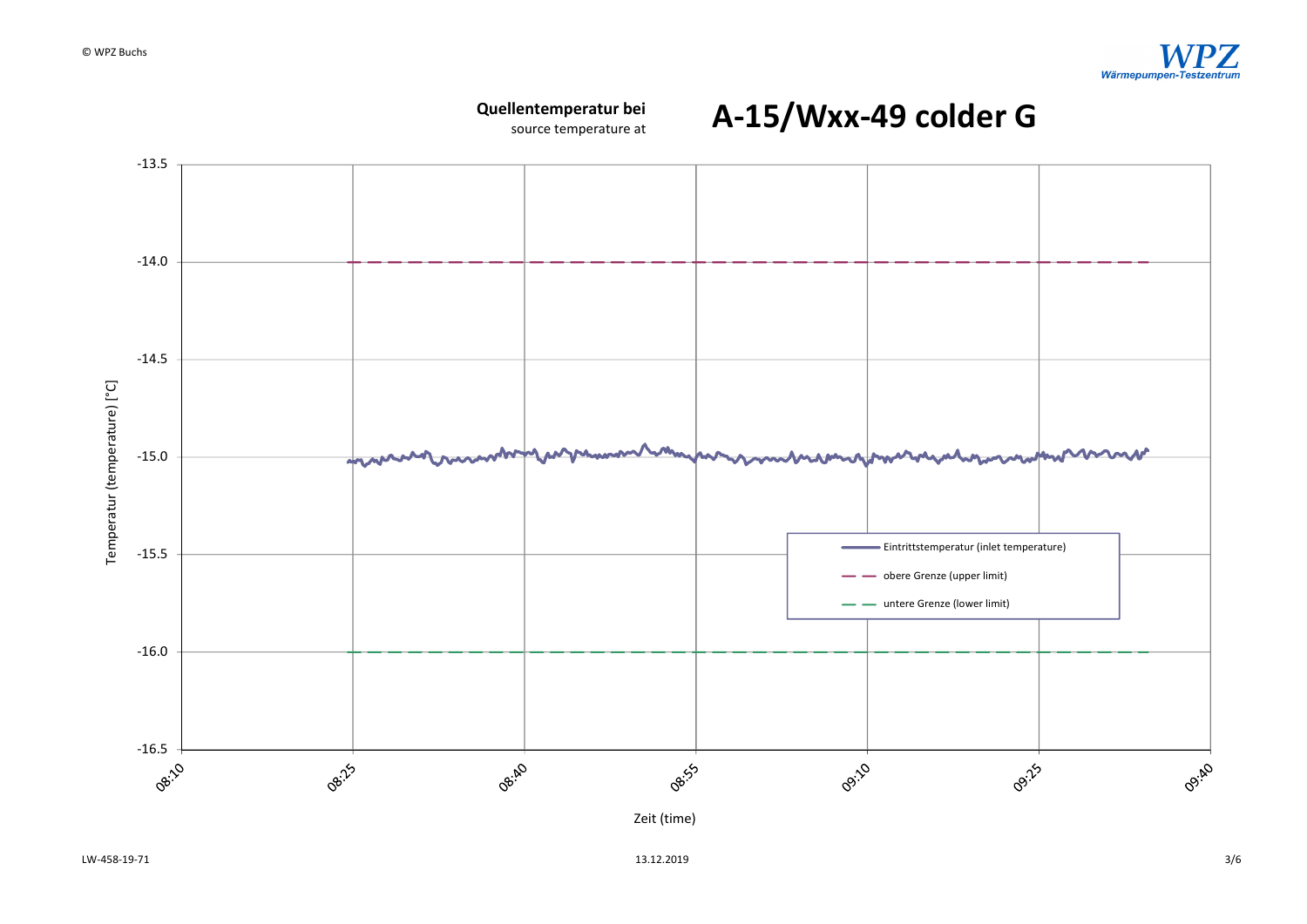**Quellentemperatur bei**
source temperature at

# A-15/Wxx-49 colder G

Temperatur (temperature) [°C]

-13.5
-14.0
-14.5
-15.0
-15.5
-16.0
-16.5

08:10 08:25 08:40 08:55 09:10 09:25 09:40

Zeit (time)

- Eintrittstemperatur (inlet temperature)
- obere Grenze (upper limit)
- untere Grenze (lower limit)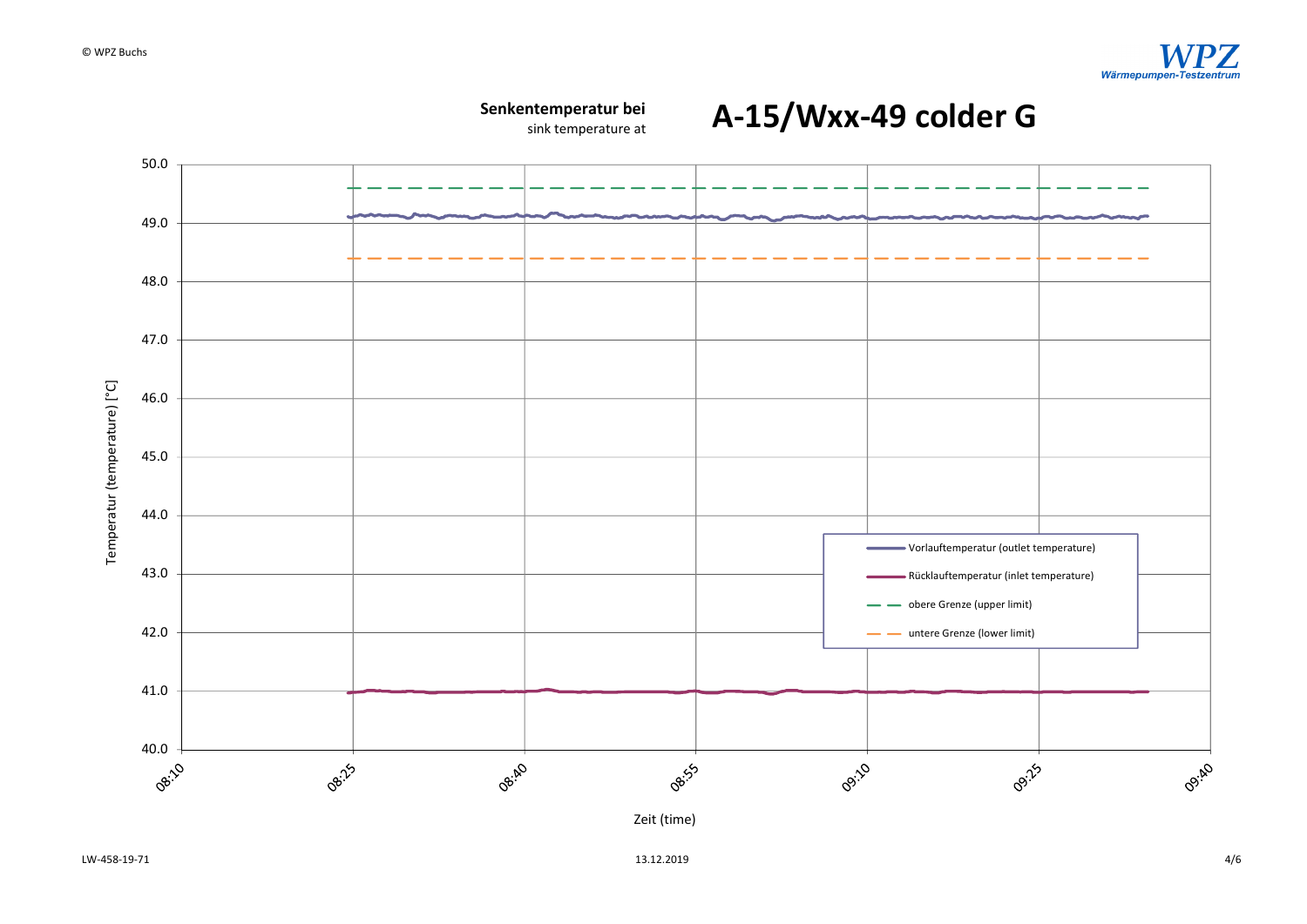**Senkentemperatur bei**
sink temperature at

# A-15/Wxx-49 colder G

Temperatur (temperature) [°C]

50.0
49.0
48.0
47.0
46.0
45.0
44.0
43.0
42.0
41.0
40.0

08:10 08:25 08:40 08:55 09:10 09:25 09:40

Zeit (time)

- Vorlauftemperatur (outlet temperature)
- Rücklauftemperatur (inlet temperature)
- obere Grenze (upper limit)
- untere Grenze (lower limit)

LW-458-19-71

13.12.2019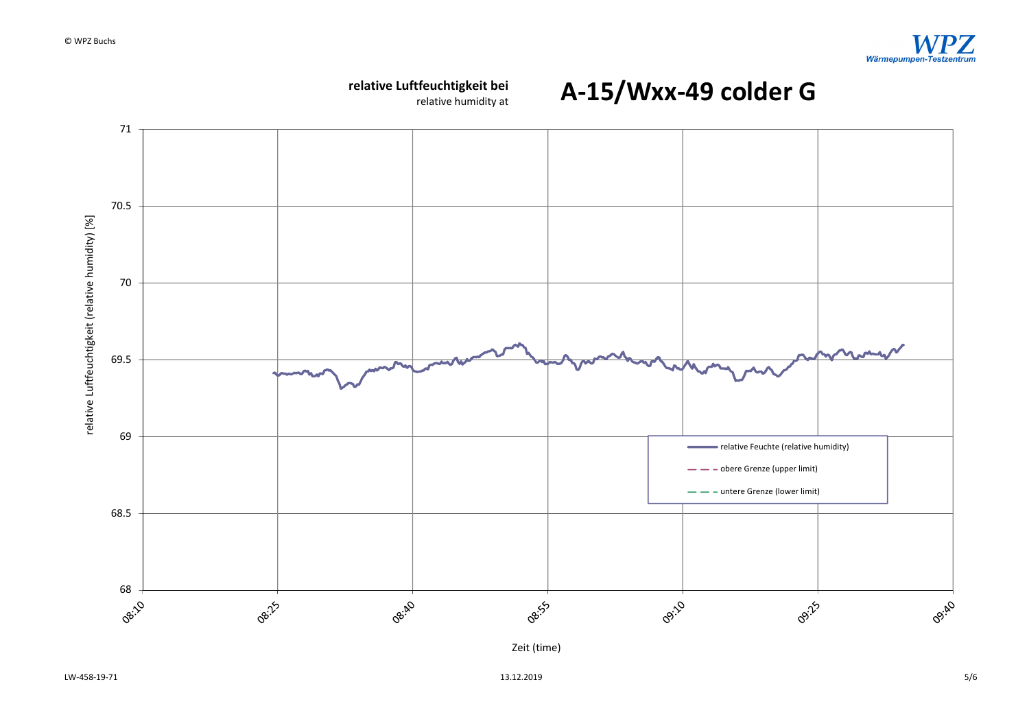**relative Luftfeuchtigkeit bei**
relative humidity at

# A-15/Wxx-49 colder G

relative Luftfeuchtigkeit (relative humidity) [%]

71
70.5
70
69.5
69
68.5
68

08:10 08:25 08:40 08:55 09:10 09:25 09:40

Zeit (time)

- relative Feuchte (relative humidity)
- obere Grenze (upper limit)
- untere Grenze (lower limit)

LW-458-19-71 13.12.2019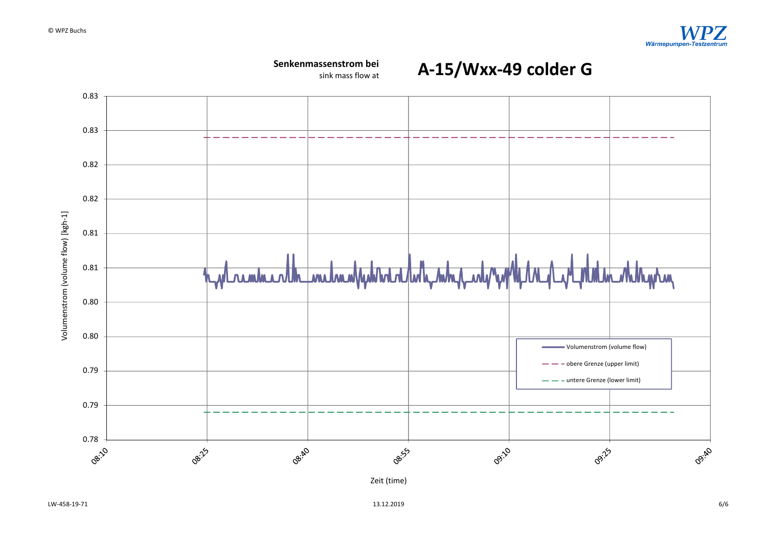**Senkenmassenstrom bei**
sink mass flow at

# A-15/Wxx-49 colder G

Volumenstrom (volume flow) [kgh-1]

0.83
0.83
0.82
0.82
0.81
0.81
0.80
0.80
0.79
0.79
0.78

Zeit (time)

08:10 08:25 08:40 08:55 09:10 09:25 09:40

- Volumenstrom (volume flow)
- obere Grenze (upper limit)
- untere Grenze (lower limit)

LW-458-19-71

13.12.2019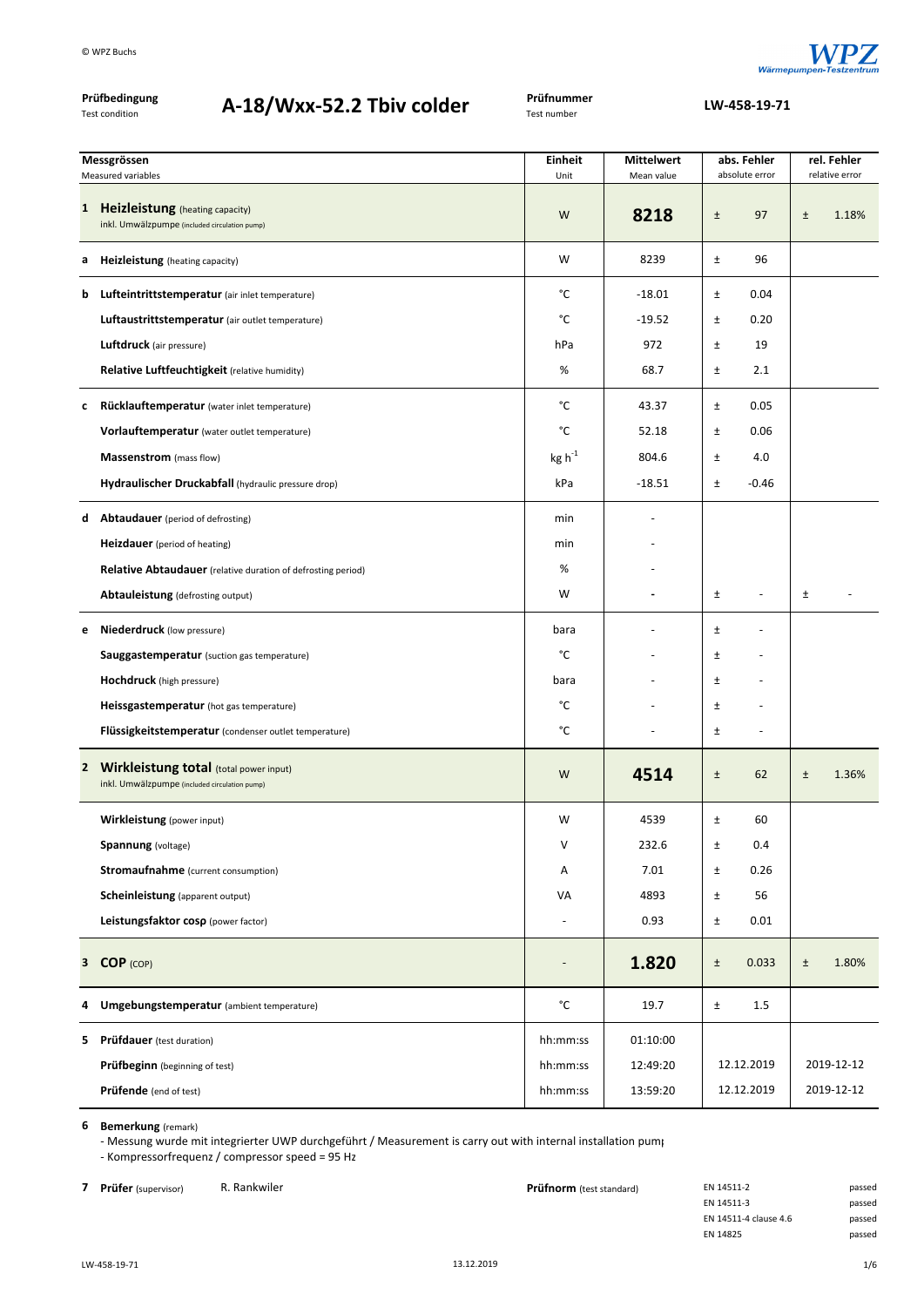**Prüfbedingung** Test condition: **A-18/Wxx-52.2 Tbiv colder**

**Prüfnummer** Test number: **LW-458-19-71**

| | Messgrössen Measured variables | Einheit Unit | Mittelwert Mean value | abs. Fehler absolute error | | rel. Fehler relative error | |
|---|---|---|---|---|---|---|---|
| **1** | **Heizleistung** (heating capacity) inkl. Umwälzpumpe (included circulation pump) | W | **8218** | ± | 97 | ± | 1.18% |
| **a** | **Heizleistung** (heating capacity) | W | 8239 | ± | 96 | | |
| **b** | **Lufteintrittstemperatur** (air inlet temperature) | °C | -18.01 | ± | 0.04 | | |
| | **Luftaustrittstemperatur** (air outlet temperature) | °C | -19.52 | ± | 0.20 | | |
| | **Luftdruck** (air pressure) | hPa | 972 | ± | 19 | | |
| | **Relative Luftfeuchtigkeit** (relative humidity) | % | 68.7 | ± | 2.1 | | |
| **c** | **Rücklauftemperatur** (water inlet temperature) | °C | 43.37 | ± | 0.05 | | |
| | **Vorlauftemperatur** (water outlet temperature) | °C | 52.18 | ± | 0.06 | | |
| | **Massenstrom** (mass flow) | $kg\ h^{-1}$ | 804.6 | ± | 4.0 | | |
| | **Hydraulischer Druckabfall** (hydraulic pressure drop) | kPa | -18.51 | ± | -0.46 | | |
| **d** | **Abtaudauer** (period of defrosting) | min | - | | | | |
| | **Heizdauer** (period of heating) | min | - | | | | |
| | **Relative Abtaudauer** (relative duration of defrosting period) | % | - | | | | |
| | **Abtauleistung** (defrosting output) | W | - | ± | - | ± | - |
| **e** | **Niederdruck** (low pressure) | bara | - | ± | - | | |
| | **Sauggastemperatur** (suction gas temperature) | °C | - | ± | - | | |
| | **Hochdruck** (high pressure) | bara | - | ± | - | | |
| | **Heissgastemperatur** (hot gas temperature) | °C | - | ± | - | | |
| | **Flüssigkeitstemperatur** (condenser outlet temperature) | °C | - | ± | - | | |
| **2** | **Wirkleistung total** (total power input) inkl. Umwälzpumpe (included circulation pump) | W | **4514** | ± | 62 | ± | 1.36% |
| | **Wirkleistung** (power input) | W | 4539 | ± | 60 | | |
| | **Spannung** (voltage) | V | 232.6 | ± | 0.4 | | |
| | **Stromaufnahme** (current consumption) | A | 7.01 | ± | 0.26 | | |
| | **Scheinleistung** (apparent output) | VA | 4893 | ± | 56 | | |
| | **Leistungsfaktor cosφ** (power factor) | - | 0.93 | ± | 0.01 | | |
| **3** | **COP** (COP) | - | **1.820** | ± | 0.033 | ± | 1.80% |
| **4** | **Umgebungstemperatur** (ambient temperature) | °C | 19.7 | ± | 1.5 | | |
| **5** | **Prüfdauer** (test duration) | hh:mm:ss | 01:10:00 | | | | |
| | **Prüfbeginn** (beginning of test) | hh:mm:ss | 12:49:20 | 12.12.2019 | | 2019-12-12 | |
| | **Prüfende** (end of test) | hh:mm:ss | 13:59:20 | 12.12.2019 | | 2019-12-12 | |

**6 Bemerkung** (remark)

- Messung wurde mit integrierter UWP durchgeführt / Measurement is carry out with internal installation pum
- Kompressorfrequenz / compressor speed = 95 Hz

**7 Prüfer** (supervisor) R. Rankwiler

**Prüfnorm** (test standard)

| | |
|---|---|
| EN 14511-2 | passed |
| EN 14511-3 | passed |
| EN 14511-4 clause 4.6 | passed |
| EN 14825 | passed |

LW-458-19-71 13.12.2019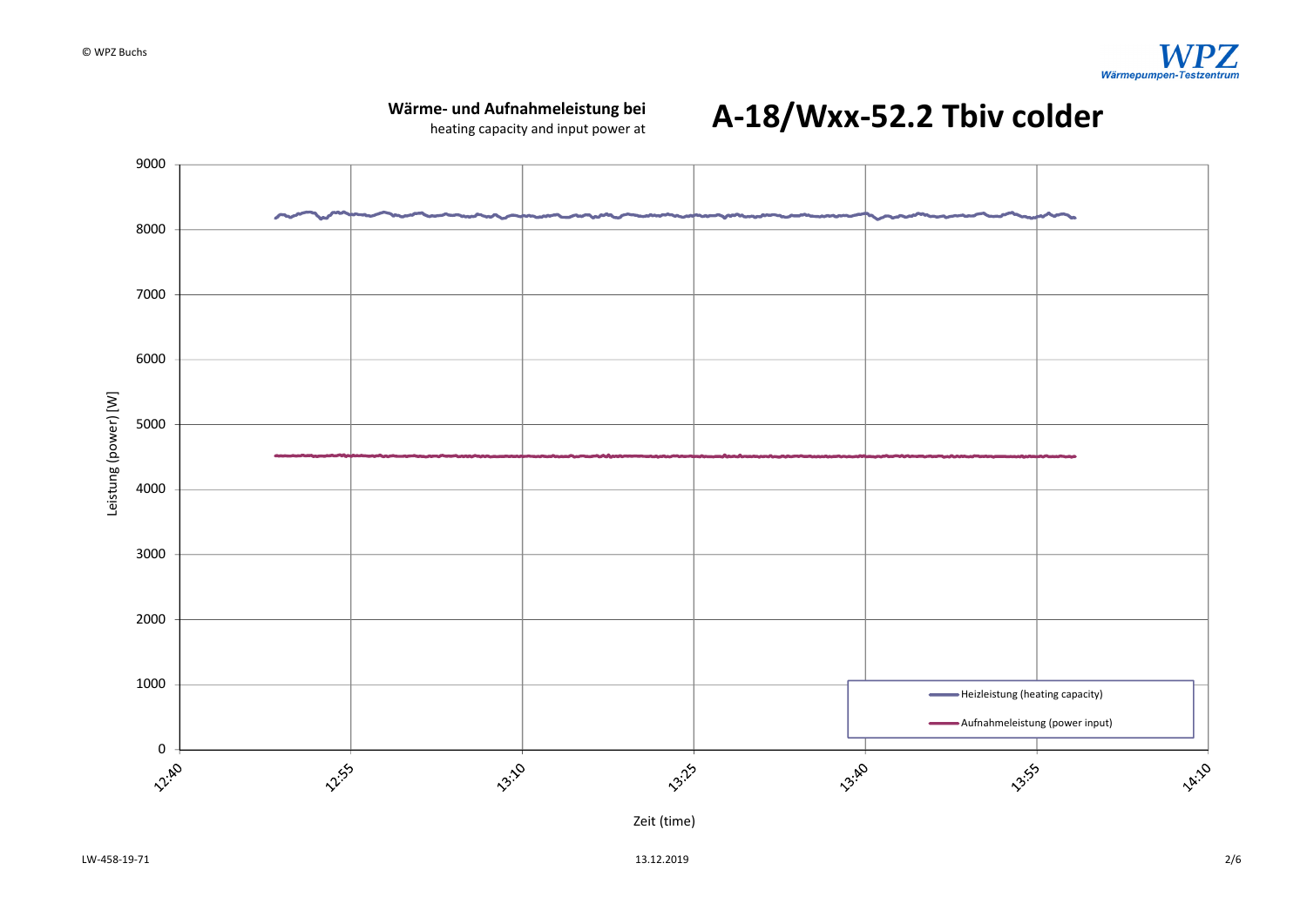**Wärme- und Aufnahmeleistung bei**
heating capacity and input power at

# A-18/Wxx-52.2 Tbiv colder

Leistung (power) [W]

Zeit (time)

Heizleistung (heating capacity)

Aufnahmeleistung (power input)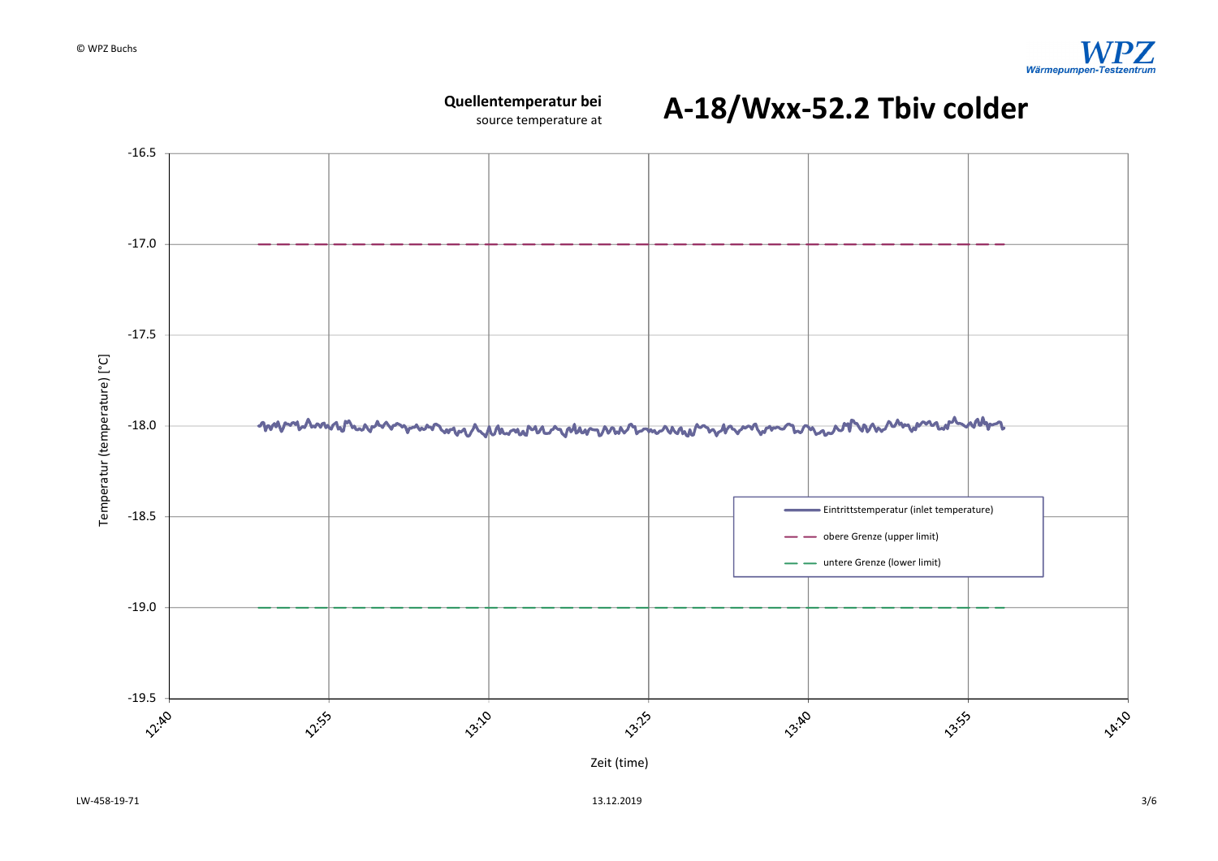**Quellentemperatur bei**
source temperature at

# A-18/Wxx-52.2 Tbiv colder

Temperatur (temperature) [°C]

-16.5
-17.0
-17.5
-18.0
-18.5
-19.0
-19.5

12:40 12:55 13:10 13:25 13:40 13:55 14:10

Zeit (time)

- Eintrittstemperatur (inlet temperature)
- obere Grenze (upper limit)
- untere Grenze (lower limit)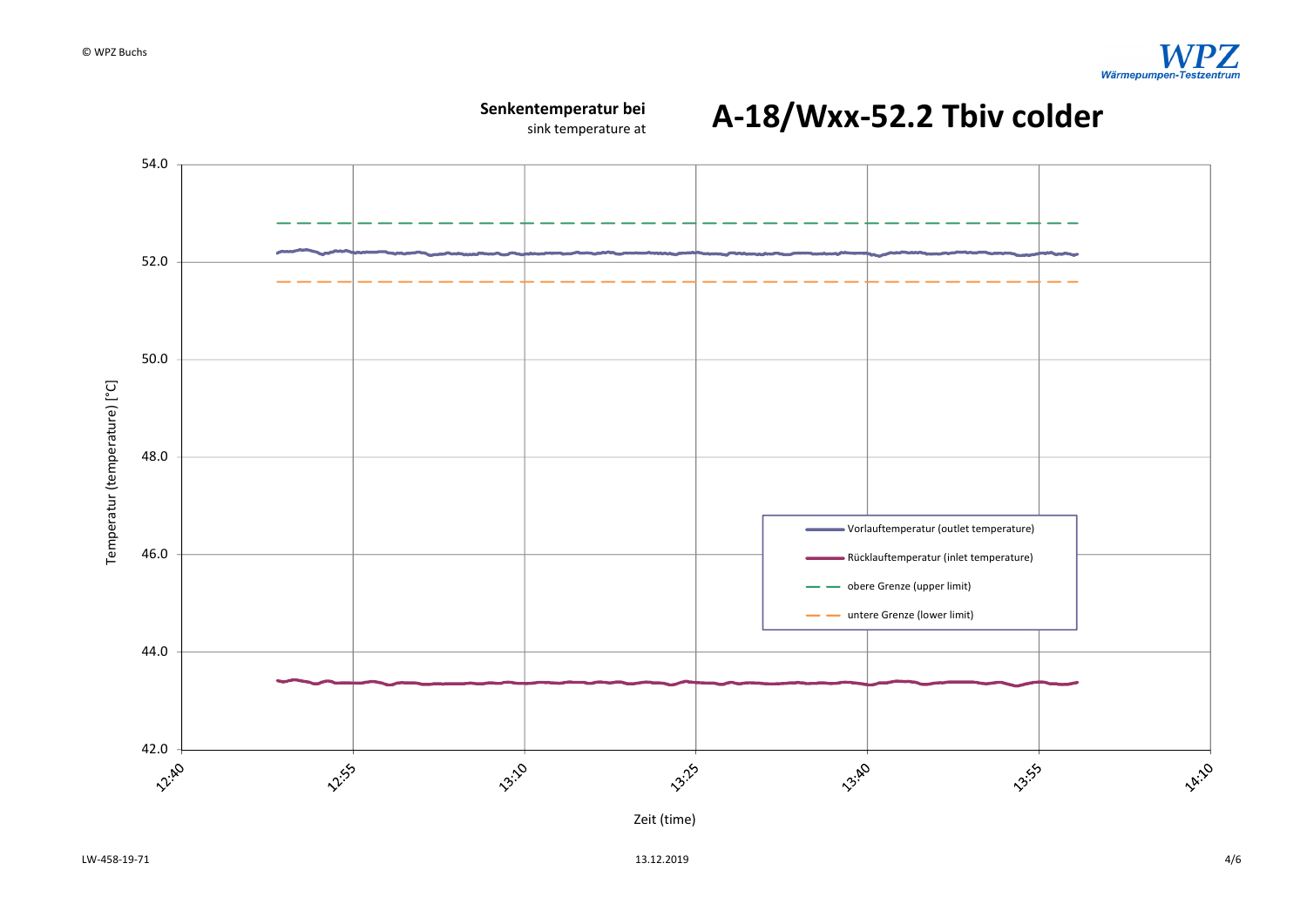**Senkentemperatur bei**
sink temperature at

# A-18/Wxx-52.2 Tbiv colder

Temperatur (temperature) [°C]

54.0
52.0
50.0
48.0
46.0
44.0
42.0

12:40 12:55 13:10 13:25 13:40 13:55 14:10

Zeit (time)

- Vorlauftemperatur (outlet temperature)
- Rücklauftemperatur (inlet temperature)
- obere Grenze (upper limit)
- untere Grenze (lower limit)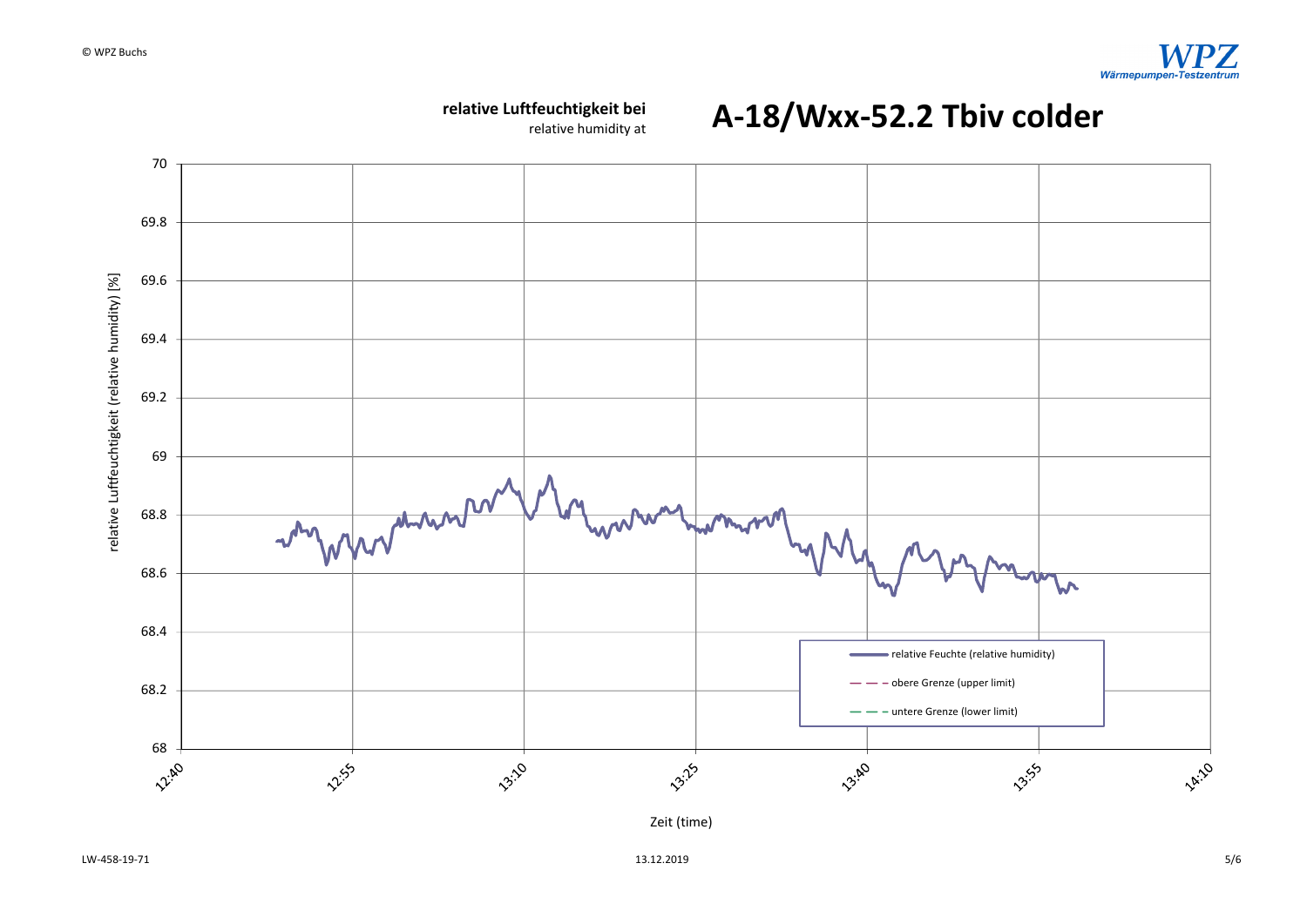**relative Luftfeuchtigkeit bei**
relative humidity at

# A-18/Wxx-52.2 Tbiv colder

relative Luftfeuchtigkeit (relative humidity) [%]

Zeit (time)

- relative Feuchte (relative humidity)
- obere Grenze (upper limit)
- untere Grenze (lower limit)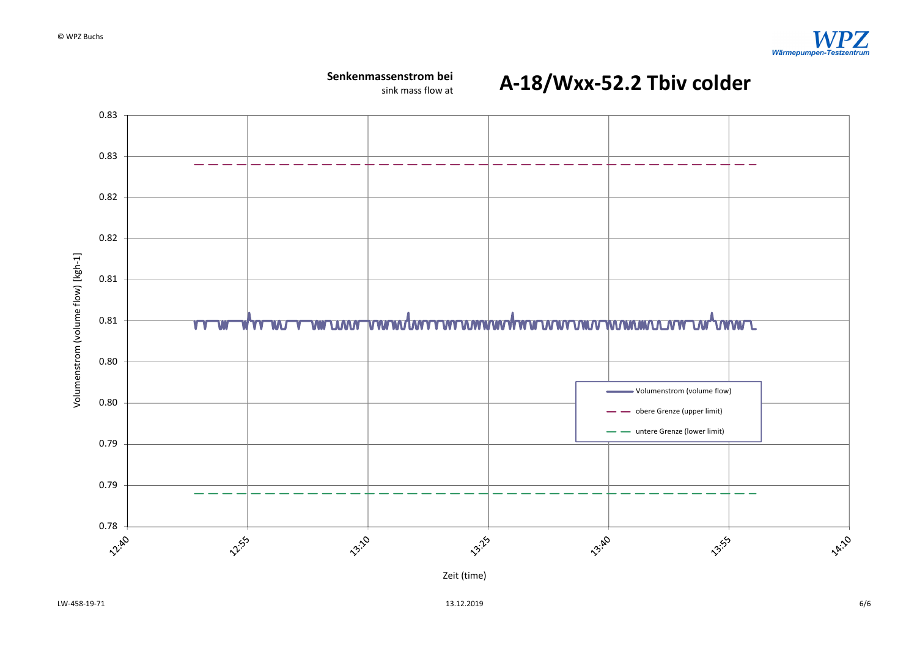**Senkenmassenstrom bei**
sink mass flow at

# A-18/Wxx-52.2 Tbiv colder

Volumenstrom (volume flow) [kgh-1]

0.83
0.83
0.82
0.82
0.81
0.81
0.80
0.80
0.79
0.79
0.78

12:40 12:55 13:10 13:25 13:40 13:55 14:10

Zeit (time)

- Volumenstrom (volume flow)
- obere Grenze (upper limit)
- untere Grenze (lower limit)

LW-458-19-71

13.12.2019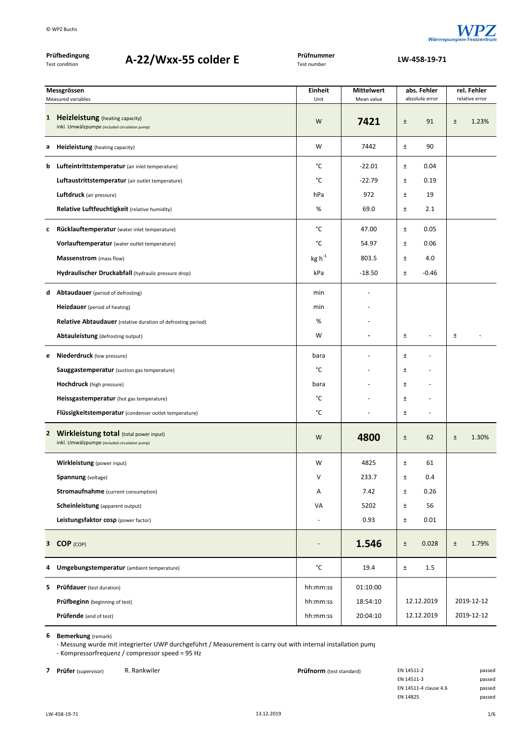© WPZ Buchs

**Prüfbedingung** Test condition: **A-22/Wxx-55 colder E**

**Prüfnummer** Test number: **LW-458-19-71**

| | Messgrössen<br>Measured variables | Einheit<br>Unit | Mittelwert<br>Mean value | abs. Fehler<br>absolute error | rel. Fehler<br>relative error |
|---|---|---|---|---|---|
| **1** | **Heizleistung** (heating capacity)<br>inkl. Umwälzpumpe (included circulation pump) | W | **7421** | ± 91 | ± 1.23% |
| **a** | **Heizleistung** (heating capacity) | W | 7442 | ± 90 | |
| **b** | **Lufteintrittstemperatur** (air inlet temperature) | °C | -22.01 | ± 0.04 | |
| | **Luftaustrittstemperatur** (air outlet temperature) | °C | -22.79 | ± 0.19 | |
| | **Luftdruck** (air pressure) | hPa | 972 | ± 19 | |
| | **Relative Luftfeuchtigkeit** (relative humidity) | % | 69.0 | ± 2.1 | |
| **c** | **Rücklauftemperatur** (water inlet temperature) | °C | 47.00 | ± 0.05 | |
| | **Vorlauftemperatur** (water outlet temperature) | °C | 54.97 | ± 0.06 | |
| | **Massenstrom** (mass flow) | kg $h^{-1}$ | 803.5 | ± 4.0 | |
| | **Hydraulischer Druckabfall** (hydraulic pressure drop) | kPa | -18.50 | ± -0.46 | |
| **d** | **Abtaudauer** (period of defrosting) | min | - | | |
| | **Heizdauer** (period of heating) | min | - | | |
| | **Relative Abtaudauer** (relative duration of defrosting period) | % | - | | |
| | **Abtauleistung** (defrosting output) | W | - | ± - | ± - |
| **e** | **Niederdruck** (low pressure) | bara | - | ± - | |
| | **Sauggastemperatur** (suction gas temperature) | °C | - | ± - | |
| | **Hochdruck** (high pressure) | bara | - | ± - | |
| | **Heissgastemperatur** (hot gas temperature) | °C | - | ± - | |
| | **Flüssigkeitstemperatur** (condenser outlet temperature) | °C | - | ± - | |
| **2** | **Wirkleistung total** (total power input)<br>inkl. Umwälzpumpe (included circulation pump) | W | **4800** | ± 62 | ± 1.30% |
| | **Wirkleistung** (power input) | W | 4825 | ± 61 | |
| | **Spannung** (voltage) | V | 233.7 | ± 0.4 | |
| | **Stromaufnahme** (current consumption) | A | 7.42 | ± 0.26 | |
| | **Scheinleistung** (apparent output) | VA | 5202 | ± 56 | |
| | **Leistungsfaktor cosφ** (power factor) | - | 0.93 | ± 0.01 | |
| **3** | **COP** (COP) | - | **1.546** | ± 0.028 | ± 1.79% |
| **4** | **Umgebungstemperatur** (ambient temperature) | °C | 19.4 | ± 1.5 | |
| **5** | **Prüfdauer** (test duration) | hh:mm:ss | 01:10:00 | | |
| | **Prüfbeginn** (beginning of test) | hh:mm:ss | 18:54:10 | 12.12.2019 | 2019-12-12 |
| | **Prüfende** (end of test) | hh:mm:ss | 20:04:10 | 12.12.2019 | 2019-12-12 |

**6 Bemerkung** (remark)

- Messung wurde mit integrierter UWP durchgeführt / Measurement is carry out with internal installation pump
- Kompressorfrequenz / compressor speed = 95 Hz

**7 Prüfer** (supervisor): R. Rankwiler

**Prüfnorm** (test standard):

| Standard | Result |
|---|---|
| EN 14511-2 | passed |
| EN 14511-3 | passed |
| EN 14511-4 clause 4.6 | passed |
| EN 14825 | passed |

LW-458-19-71 — 13.12.2019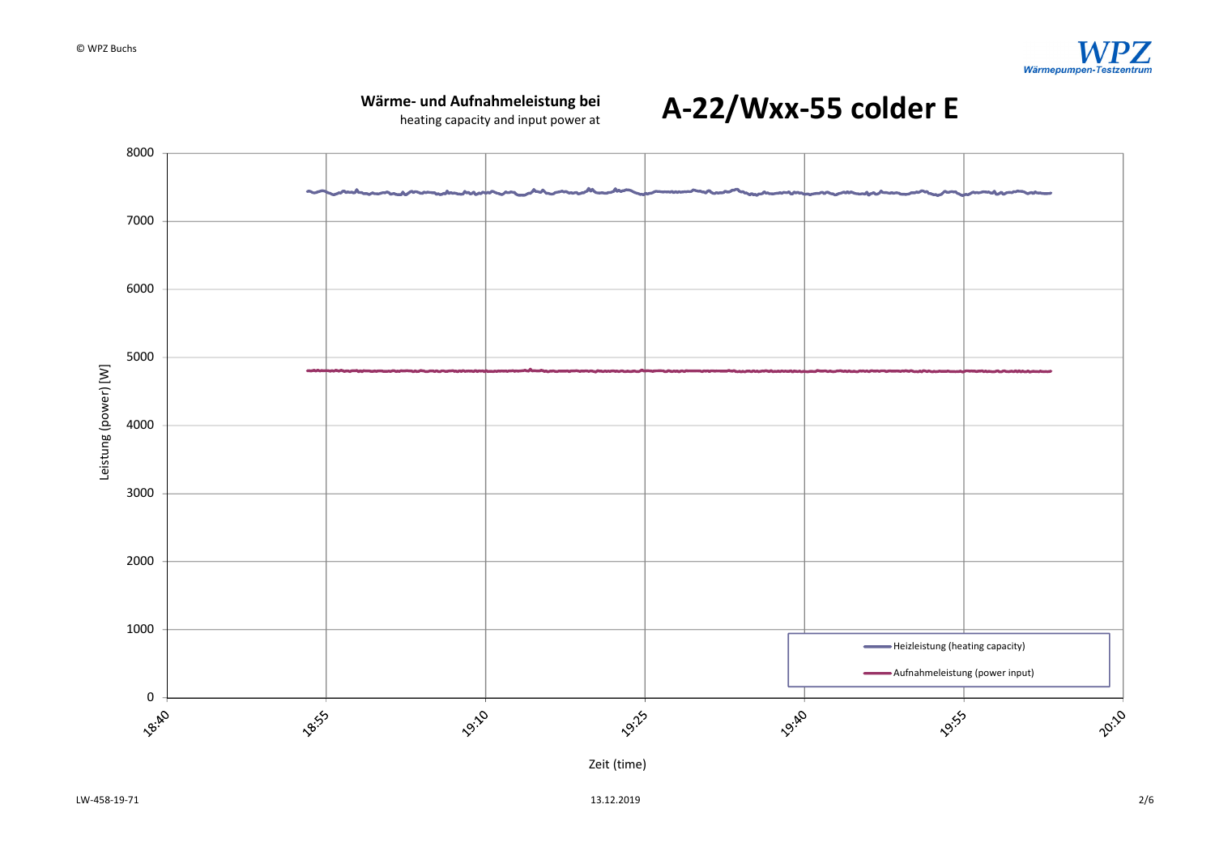**Wärme- und Aufnahmeleistung bei**
heating capacity and input power at

# A-22/Wxx-55 colder E

Leistung (power) [W]

Zeit (time)

Heizleistung (heating capacity)

Aufnahmeleistung (power input)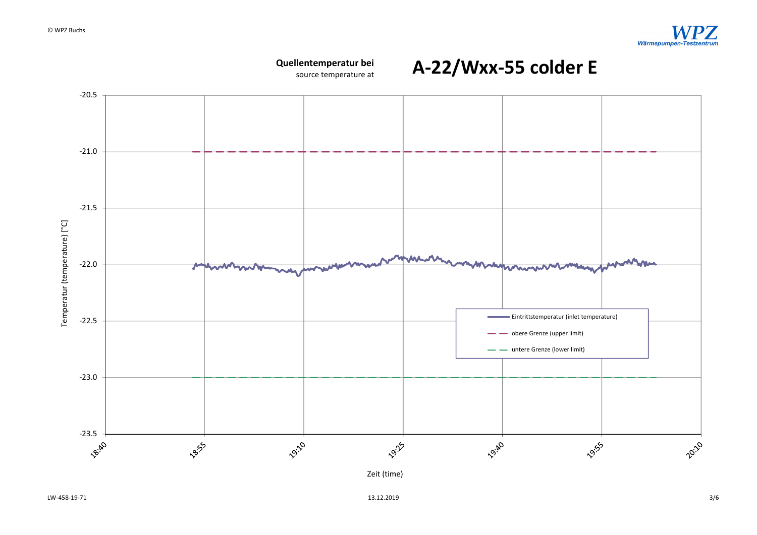**Quellentemperatur bei**
source temperature at

# A-22/Wxx-55 colder E

Temperatur (temperature) [°C]

-20.5
-21.0
-21.5
-22.0
-22.5
-23.0
-23.5

18:40 18:55 19:10 19:25 19:40 19:55 20:10

Zeit (time)

Eintrittstemperatur (inlet temperature)
obere Grenze (upper limit)
untere Grenze (lower limit)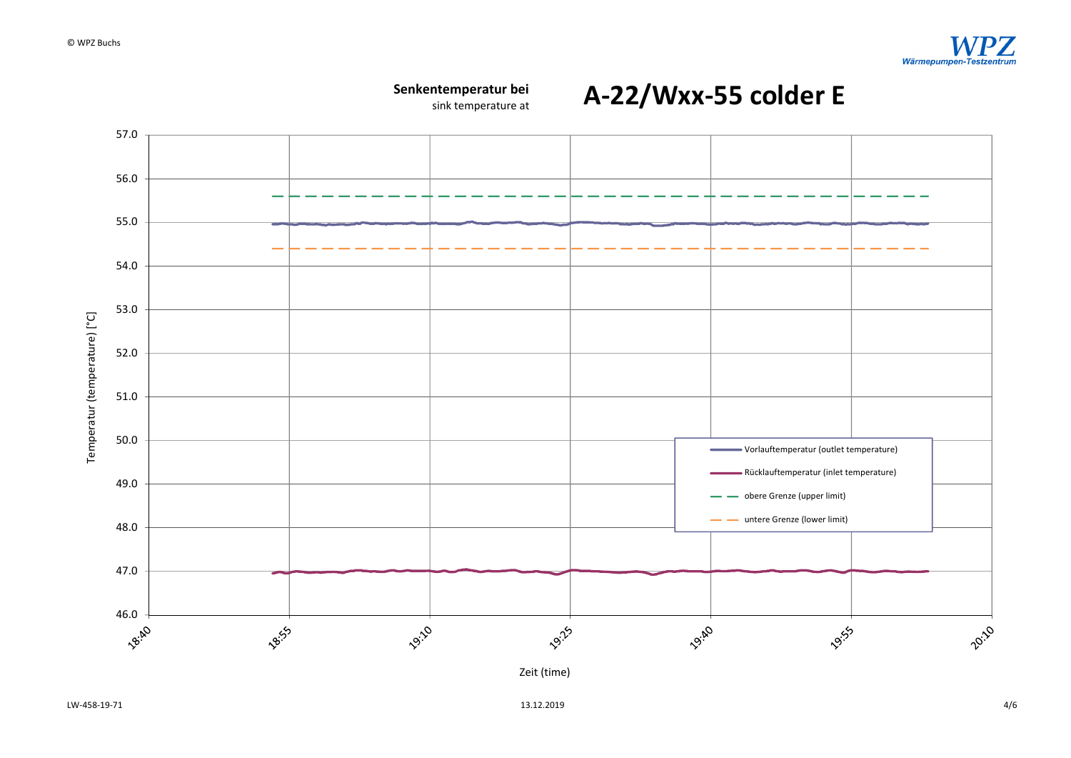**Senkentemperatur bei**
sink temperature at

# A-22/Wxx-55 colder E

Temperatur (temperature) [°C]

57.0
56.0
55.0
54.0
53.0
52.0
51.0
50.0
49.0
48.0
47.0
46.0

18:40 18:55 19:10 19:25 19:40 19:55 20:10

Zeit (time)

- Vorlauftemperatur (outlet temperature)
- Rücklauftemperatur (inlet temperature)
- obere Grenze (upper limit)
- untere Grenze (lower limit)

LW-458-19-71

13.12.2019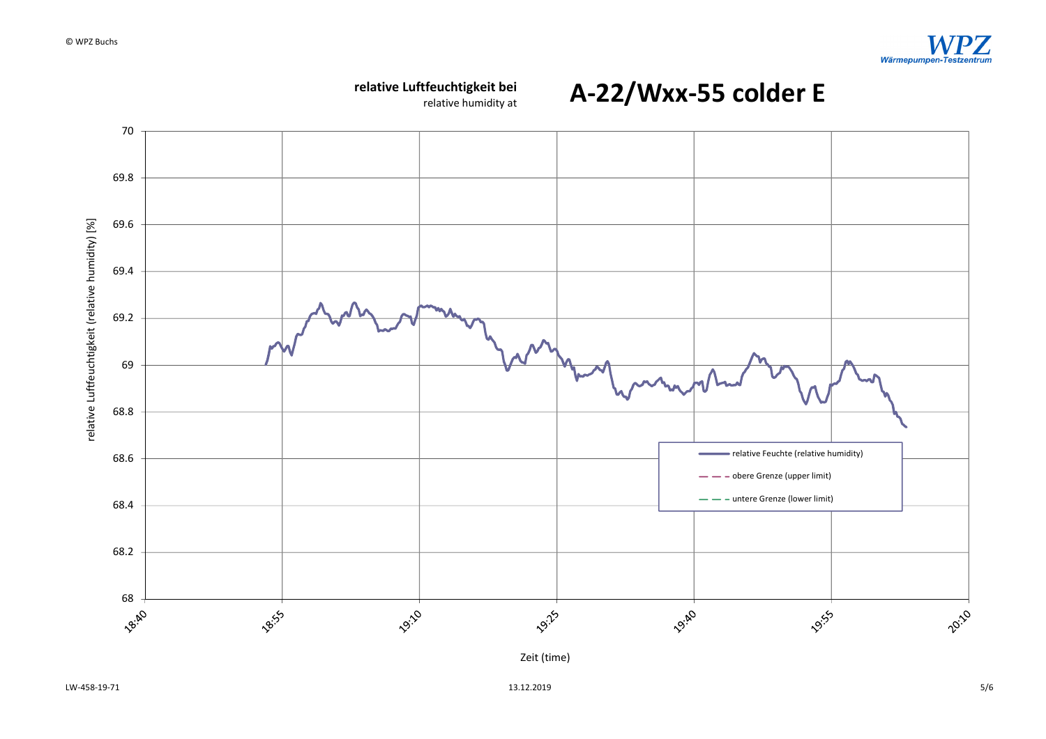**relative Luftfeuchtigkeit bei**
relative humidity at

# A-22/Wxx-55 colder E

relative Luftfeuchtigkeit (relative humidity) [%]

70
69.8
69.6
69.4
69.2
69
68.8
68.6
68.4
68.2
68

18:40 18:55 19:10 19:25 19:40 19:55 20:10

Zeit (time)

- relative Feuchte (relative humidity)
- obere Grenze (upper limit)
- untere Grenze (lower limit)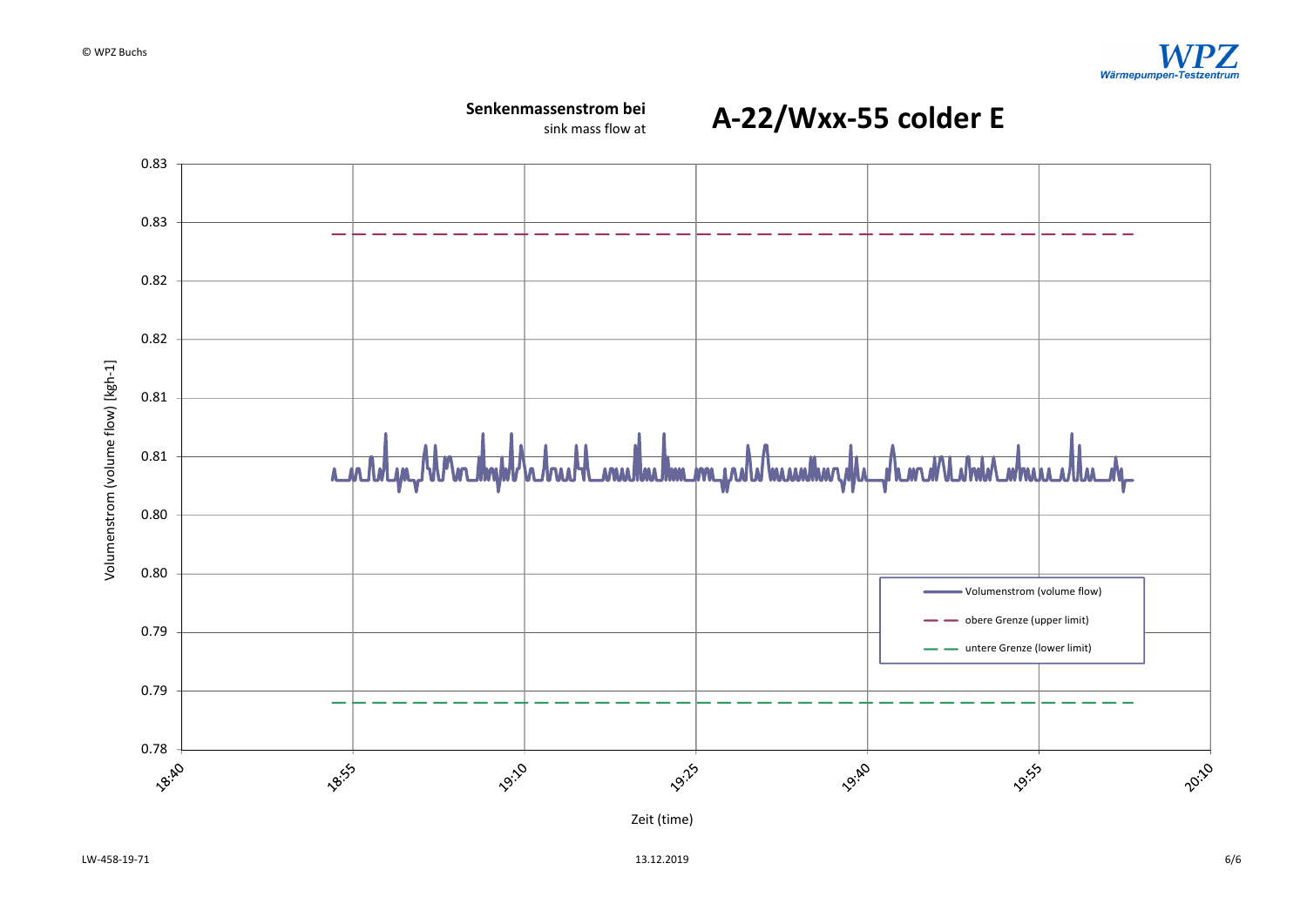**Senkenmassenstrom bei**
sink mass flow at

# A-22/Wxx-55 colder E

Volumenstrom (volume flow) [kgh-1]

0.83
0.83
0.82
0.82
0.81
0.81
0.80
0.80
0.79
0.79
0.78

18:40
18:55
19:10
19:25
19:40
19:55
20:10

Zeit (time)

Volumenstrom (volume flow)
obere Grenze (upper limit)
untere Grenze (lower limit)

LW-458-19-71

13.12.2019